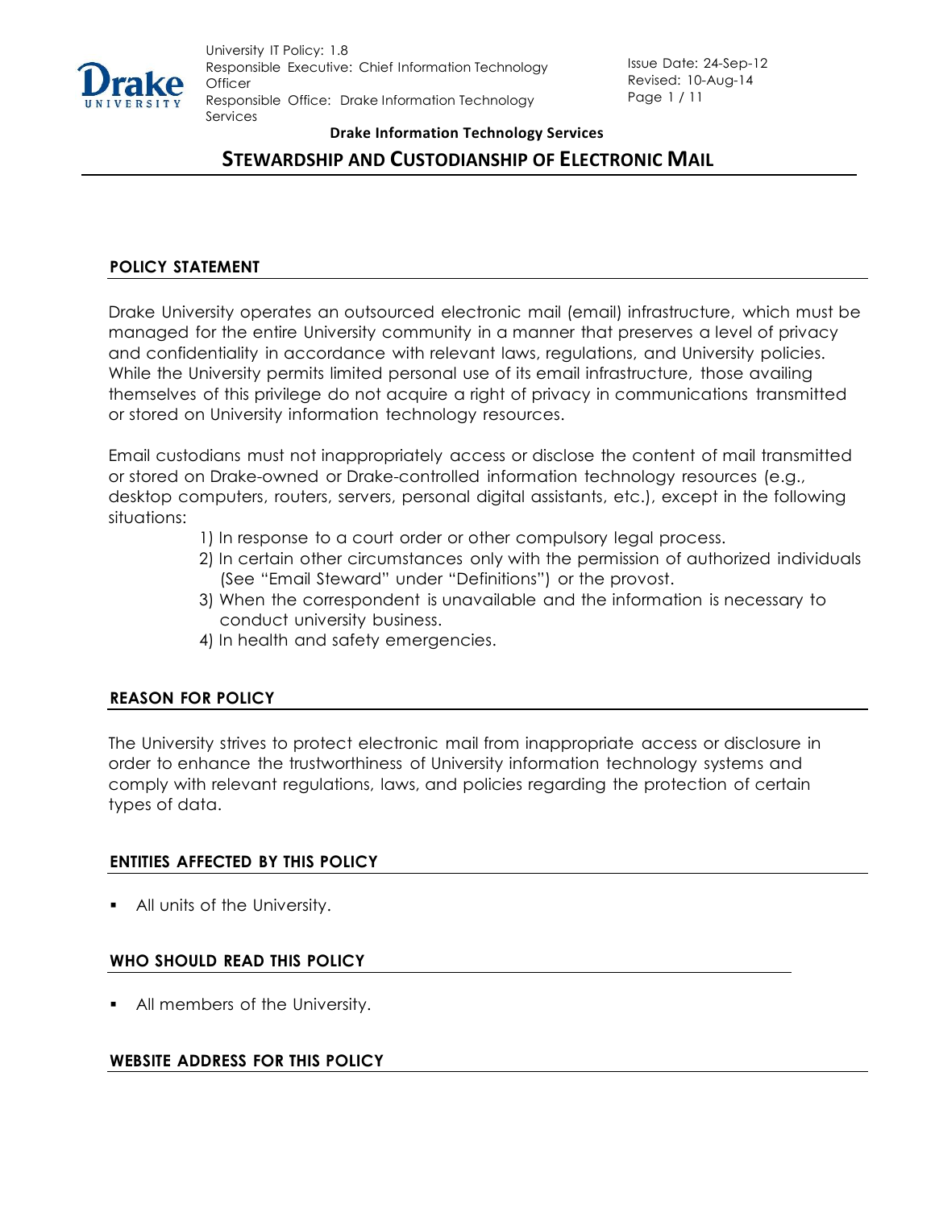University IT Policy: 1.8
Responsible Executive: Chief Information Technology Officer
Responsible Office: Drake Information Technology Services

Issue Date: 24-Sep-12
Revised: 10-Aug-14

**Drake Information Technology Services**

# STEWARDSHIP AND CUSTODIANSHIP OF ELECTRONIC MAIL

## POLICY STATEMENT

Drake University operates an outsourced electronic mail (email) infrastructure, which must be managed for the entire University community in a manner that preserves a level of privacy and confidentiality in accordance with relevant laws, regulations, and University policies. While the University permits limited personal use of its email infrastructure, those availing themselves of this privilege do not acquire a right of privacy in communications transmitted or stored on University information technology resources.

Email custodians must not inappropriately access or disclose the content of mail transmitted or stored on Drake-owned or Drake-controlled information technology resources (e.g., desktop computers, routers, servers, personal digital assistants, etc.), except in the following situations:

1) In response to a court order or other compulsory legal process.
2) In certain other circumstances only with the permission of authorized individuals (See "Email Steward" under "Definitions") or the provost.
3) When the correspondent is unavailable and the information is necessary to conduct university business.
4) In health and safety emergencies.

## REASON FOR POLICY

The University strives to protect electronic mail from inappropriate access or disclosure in order to enhance the trustworthiness of University information technology systems and comply with relevant regulations, laws, and policies regarding the protection of certain types of data.

## ENTITIES AFFECTED BY THIS POLICY

- All units of the University.

## WHO SHOULD READ THIS POLICY

- All members of the University.

## WEBSITE ADDRESS FOR THIS POLICY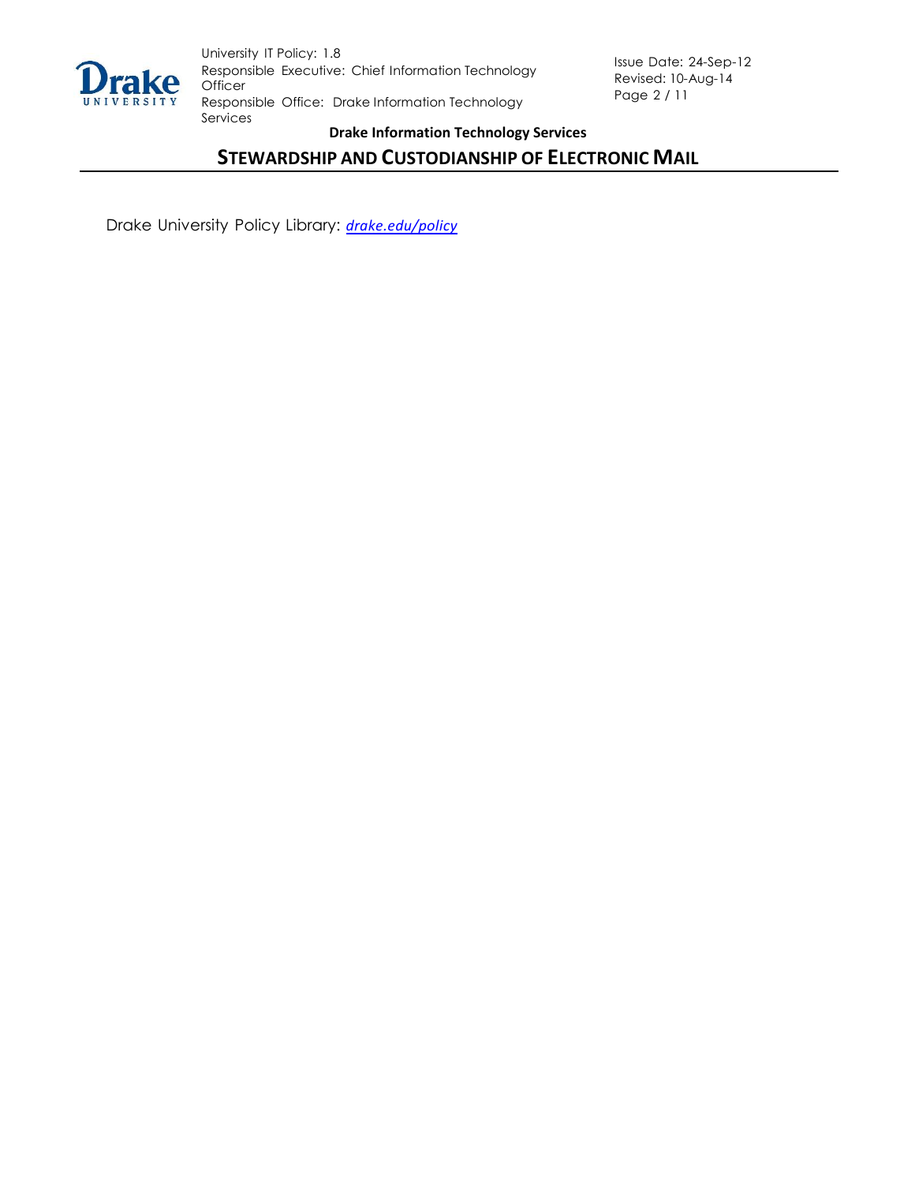Drake University Policy Library: *drake.edu/policy*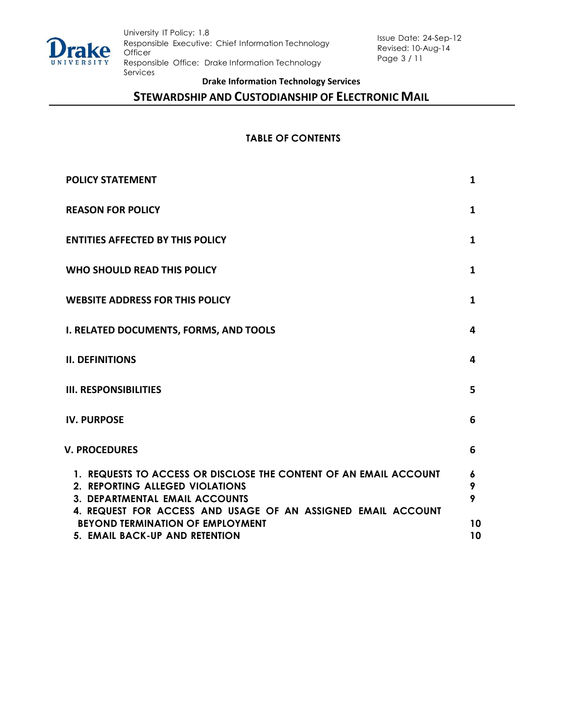## TABLE OF CONTENTS

| | |
|---|---|
| **POLICY STATEMENT** | **1** |
| **REASON FOR POLICY** | **1** |
| **ENTITIES AFFECTED BY THIS POLICY** | **1** |
| **WHO SHOULD READ THIS POLICY** | **1** |
| **WEBSITE ADDRESS FOR THIS POLICY** | **1** |
| **I. RELATED DOCUMENTS, FORMS, AND TOOLS** | **4** |
| **II. DEFINITIONS** | **4** |
| **III. RESPONSIBILITIES** | **5** |
| **IV. PURPOSE** | **6** |
| **V. PROCEDURES** | **6** |
| **1. REQUESTS TO ACCESS OR DISCLOSE THE CONTENT OF AN EMAIL ACCOUNT** | **6** |
| **2. REPORTING ALLEGED VIOLATIONS** | **9** |
| **3. DEPARTMENTAL EMAIL ACCOUNTS** | **9** |
| **4. REQUEST FOR ACCESS AND USAGE OF AN ASSIGNED EMAIL ACCOUNT BEYOND TERMINATION OF EMPLOYMENT** | **10** |
| **5. EMAIL BACK-UP AND RETENTION** | **10** |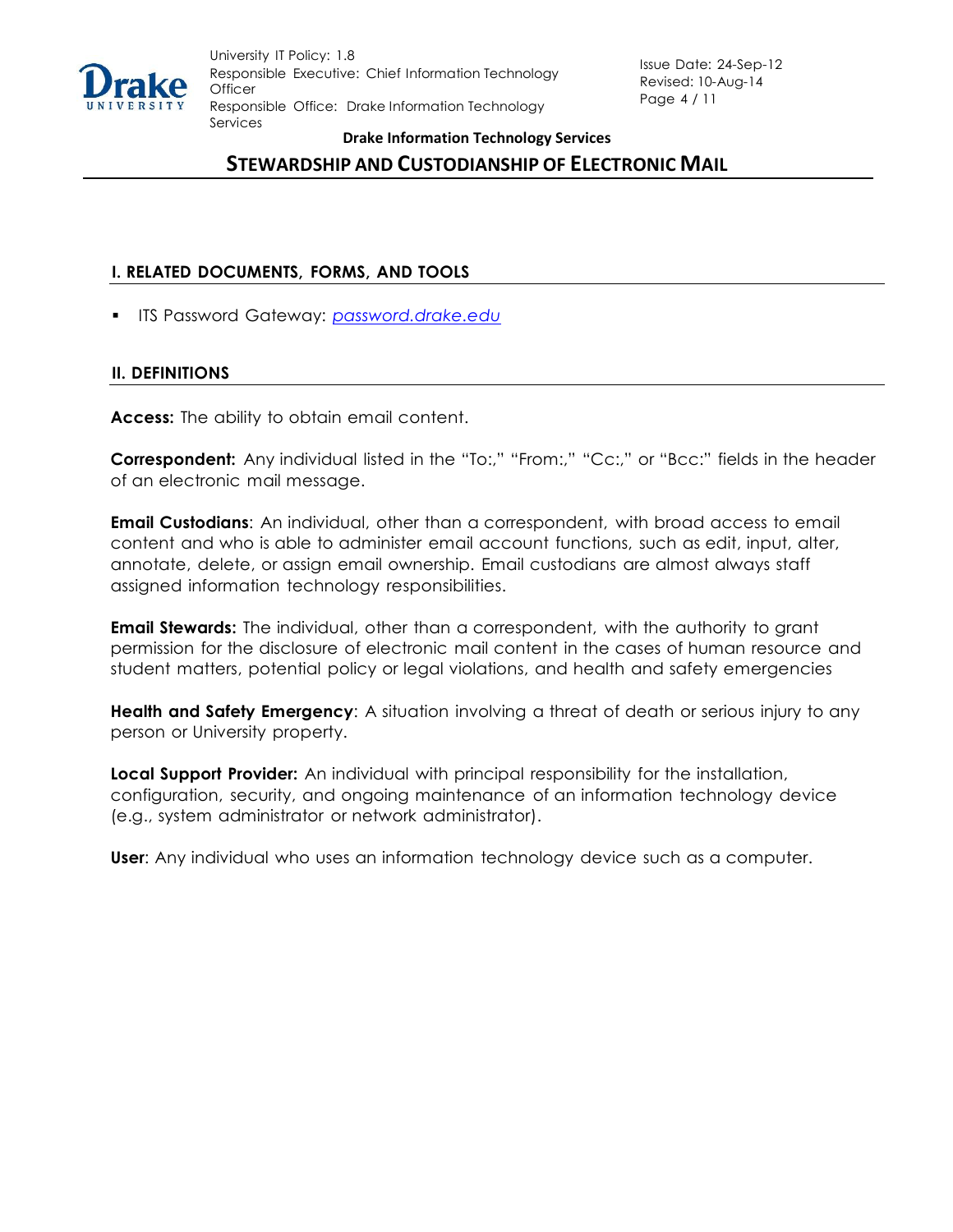## I. RELATED DOCUMENTS, FORMS, AND TOOLS

- ITS Password Gateway: *password.drake.edu*

## II. DEFINITIONS

**Access:** The ability to obtain email content.

**Correspondent:** Any individual listed in the "To:," "From:," "Cc:," or "Bcc:" fields in the header of an electronic mail message.

**Email Custodians**: An individual, other than a correspondent, with broad access to email content and who is able to administer email account functions, such as edit, input, alter, annotate, delete, or assign email ownership. Email custodians are almost always staff assigned information technology responsibilities.

**Email Stewards:** The individual, other than a correspondent, with the authority to grant permission for the disclosure of electronic mail content in the cases of human resource and student matters, potential policy or legal violations, and health and safety emergencies

**Health and Safety Emergency**: A situation involving a threat of death or serious injury to any person or University property.

**Local Support Provider:** An individual with principal responsibility for the installation, configuration, security, and ongoing maintenance of an information technology device (e.g., system administrator or network administrator).

**User**: Any individual who uses an information technology device such as a computer.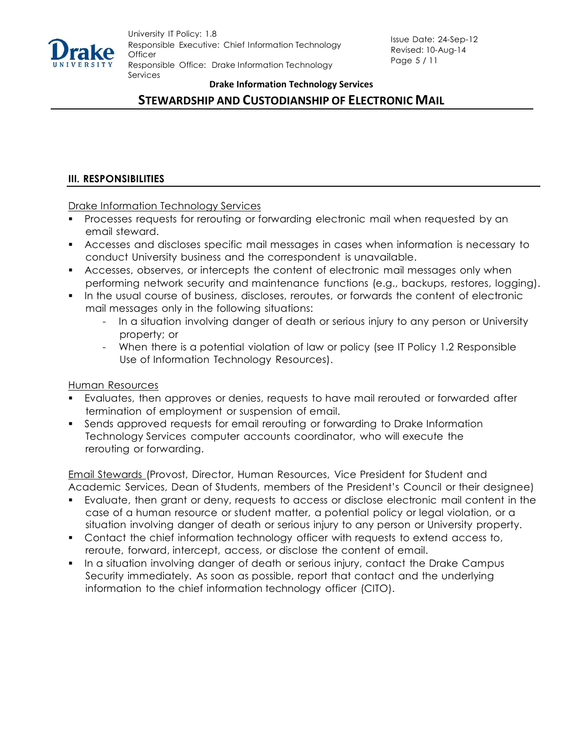## III. RESPONSIBILITIES

Drake Information Technology Services

- Processes requests for rerouting or forwarding electronic mail when requested by an email steward.
- Accesses and discloses specific mail messages in cases when information is necessary to conduct University business and the correspondent is unavailable.
- Accesses, observes, or intercepts the content of electronic mail messages only when performing network security and maintenance functions (e.g., backups, restores, logging).
- In the usual course of business, discloses, reroutes, or forwards the content of electronic mail messages only in the following situations:
  - In a situation involving danger of death or serious injury to any person or University property; or
  - When there is a potential violation of law or policy (see IT Policy 1.2 Responsible Use of Information Technology Resources).

Human Resources

- Evaluates, then approves or denies, requests to have mail rerouted or forwarded after termination of employment or suspension of email.
- Sends approved requests for email rerouting or forwarding to Drake Information Technology Services computer accounts coordinator, who will execute the rerouting or forwarding.

Email Stewards (Provost, Director, Human Resources, Vice President for Student and Academic Services, Dean of Students, members of the President's Council or their designee)

- Evaluate, then grant or deny, requests to access or disclose electronic mail content in the case of a human resource or student matter, a potential policy or legal violation, or a situation involving danger of death or serious injury to any person or University property.
- Contact the chief information technology officer with requests to extend access to, reroute, forward, intercept, access, or disclose the content of email.
- In a situation involving danger of death or serious injury, contact the Drake Campus Security immediately. As soon as possible, report that contact and the underlying information to the chief information technology officer (CITO).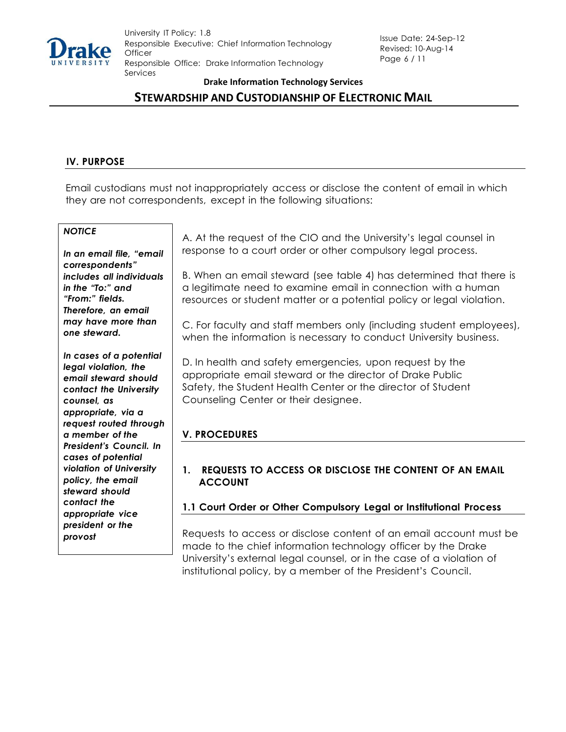## IV. PURPOSE

Email custodians must not inappropriately access or disclose the content of email in which they are not correspondents, except in the following situations:

> ***NOTICE***
>
> ***In an email file, "email correspondents" includes all individuals in the "To:" and "From:" fields. Therefore, an email may have more than one steward.***
>
> ***In cases of a potential legal violation, the email steward should contact the University counsel, as appropriate, via a request routed through a member of the President's Council. In cases of potential violation of University policy, the email steward should contact the appropriate vice president or the provost***

A. At the request of the CIO and the University's legal counsel in response to a court order or other compulsory legal process.

B. When an email steward (see table 4) has determined that there is a legitimate need to examine email in connection with a human resources or student matter or a potential policy or legal violation.

C. For faculty and staff members only (including student employees), when the information is necessary to conduct University business.

D. In health and safety emergencies, upon request by the appropriate email steward or the director of Drake Public Safety, the Student Health Center or the director of Student Counseling Center or their designee.

## V. PROCEDURES

### 1. REQUESTS TO ACCESS OR DISCLOSE THE CONTENT OF AN EMAIL ACCOUNT

#### 1.1 Court Order or Other Compulsory Legal or Institutional Process

Requests to access or disclose content of an email account must be made to the chief information technology officer by the Drake University's external legal counsel, or in the case of a violation of institutional policy, by a member of the President's Council.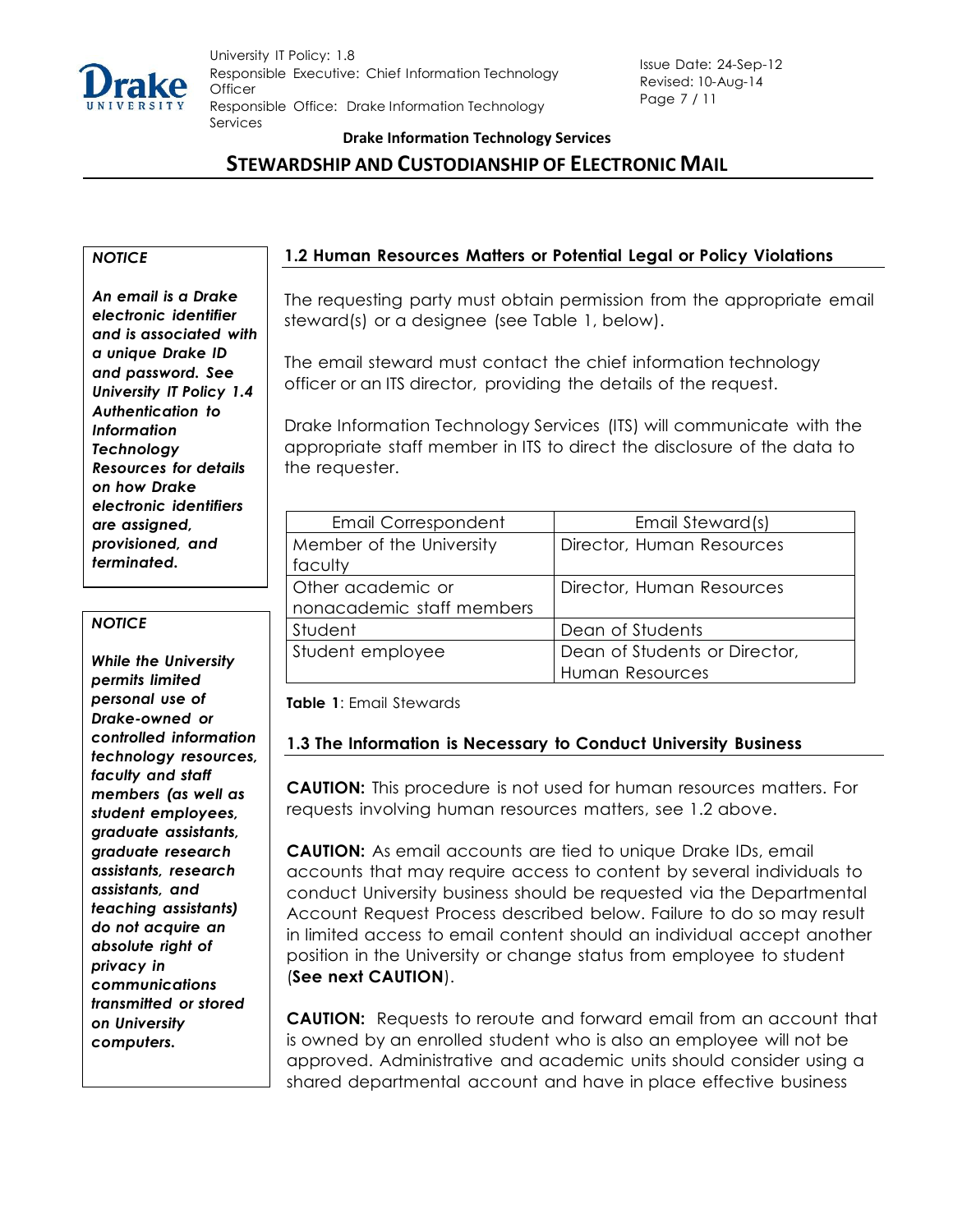*NOTICE*

***An email is a Drake electronic identifier and is associated with a unique Drake ID and password. See University IT Policy 1.4 Authentication to Information Technology Resources for details on how Drake electronic identifiers are assigned, provisioned, and terminated.***

*NOTICE*

***While the University permits limited personal use of Drake-owned or controlled information technology resources, faculty and staff members (as well as student employees, graduate assistants, graduate research assistants, research assistants, and teaching assistants) do not acquire an absolute right of privacy in communications transmitted or stored on University computers.***

### 1.2 Human Resources Matters or Potential Legal or Policy Violations

The requesting party must obtain permission from the appropriate email steward(s) or a designee (see Table 1, below).

The email steward must contact the chief information technology officer or an ITS director, providing the details of the request.

Drake Information Technology Services (ITS) will communicate with the appropriate staff member in ITS to direct the disclosure of the data to the requester.

| Email Correspondent | Email Steward(s) |
| --- | --- |
| Member of the University faculty | Director, Human Resources |
| Other academic or nonacademic staff members | Director, Human Resources |
| Student | Dean of Students |
| Student employee | Dean of Students or Director, Human Resources |

**Table 1**: Email Stewards

### 1.3 The Information is Necessary to Conduct University Business

**CAUTION:** This procedure is not used for human resources matters. For requests involving human resources matters, see 1.2 above.

**CAUTION:** As email accounts are tied to unique Drake IDs, email accounts that may require access to content by several individuals to conduct University business should be requested via the Departmental Account Request Process described below. Failure to do so may result in limited access to email content should an individual accept another position in the University or change status from employee to student (**See next CAUTION**).

**CAUTION:** Requests to reroute and forward email from an account that is owned by an enrolled student who is also an employee will not be approved. Administrative and academic units should consider using a shared departmental account and have in place effective business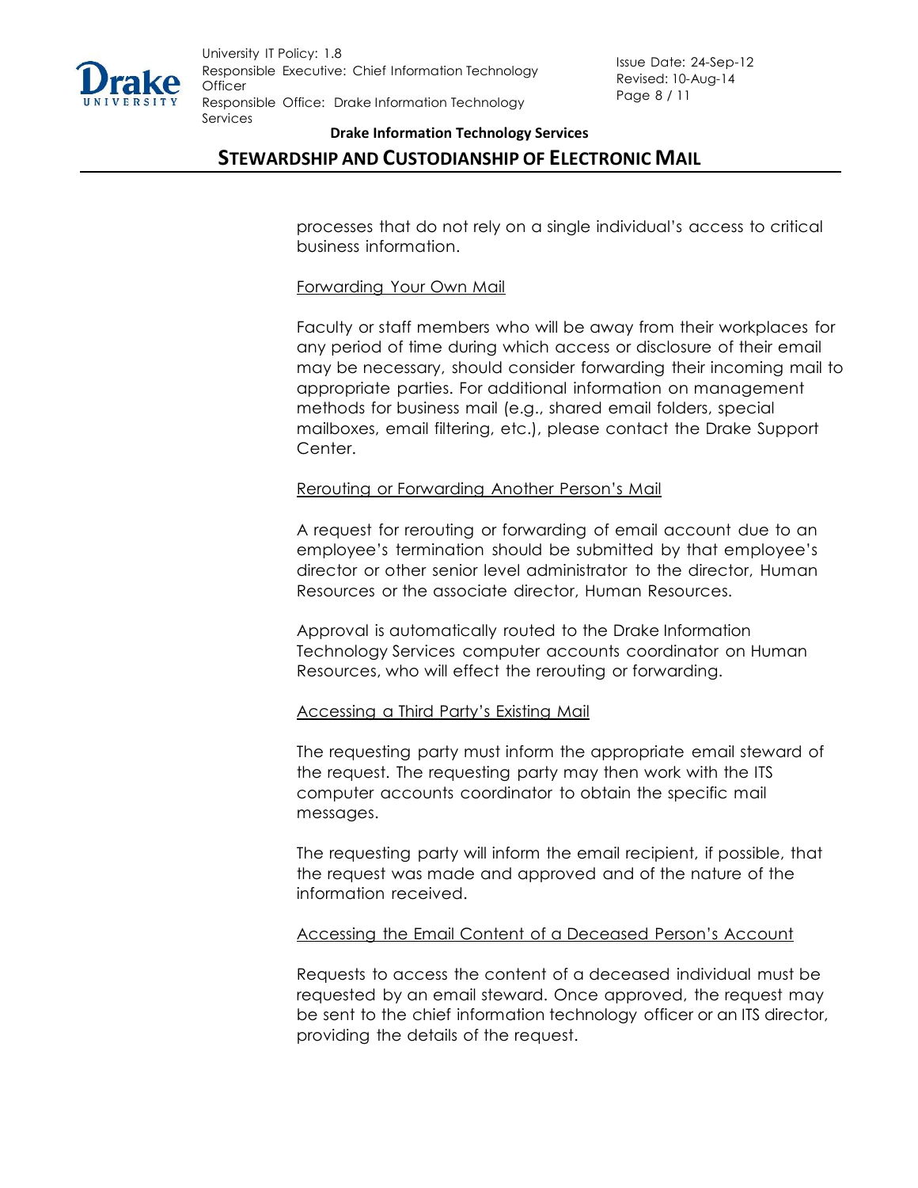processes that do not rely on a single individual's access to critical business information.

Forwarding Your Own Mail

Faculty or staff members who will be away from their workplaces for any period of time during which access or disclosure of their email may be necessary, should consider forwarding their incoming mail to appropriate parties. For additional information on management methods for business mail (e.g., shared email folders, special mailboxes, email filtering, etc.), please contact the Drake Support Center.

Rerouting or Forwarding Another Person's Mail

A request for rerouting or forwarding of email account due to an employee's termination should be submitted by that employee's director or other senior level administrator to the director, Human Resources or the associate director, Human Resources.

Approval is automatically routed to the Drake Information Technology Services computer accounts coordinator on Human Resources, who will effect the rerouting or forwarding.

Accessing a Third Party's Existing Mail

The requesting party must inform the appropriate email steward of the request. The requesting party may then work with the ITS computer accounts coordinator to obtain the specific mail messages.

The requesting party will inform the email recipient, if possible, that the request was made and approved and of the nature of the information received.

Accessing the Email Content of a Deceased Person's Account

Requests to access the content of a deceased individual must be requested by an email steward. Once approved, the request may be sent to the chief information technology officer or an ITS director, providing the details of the request.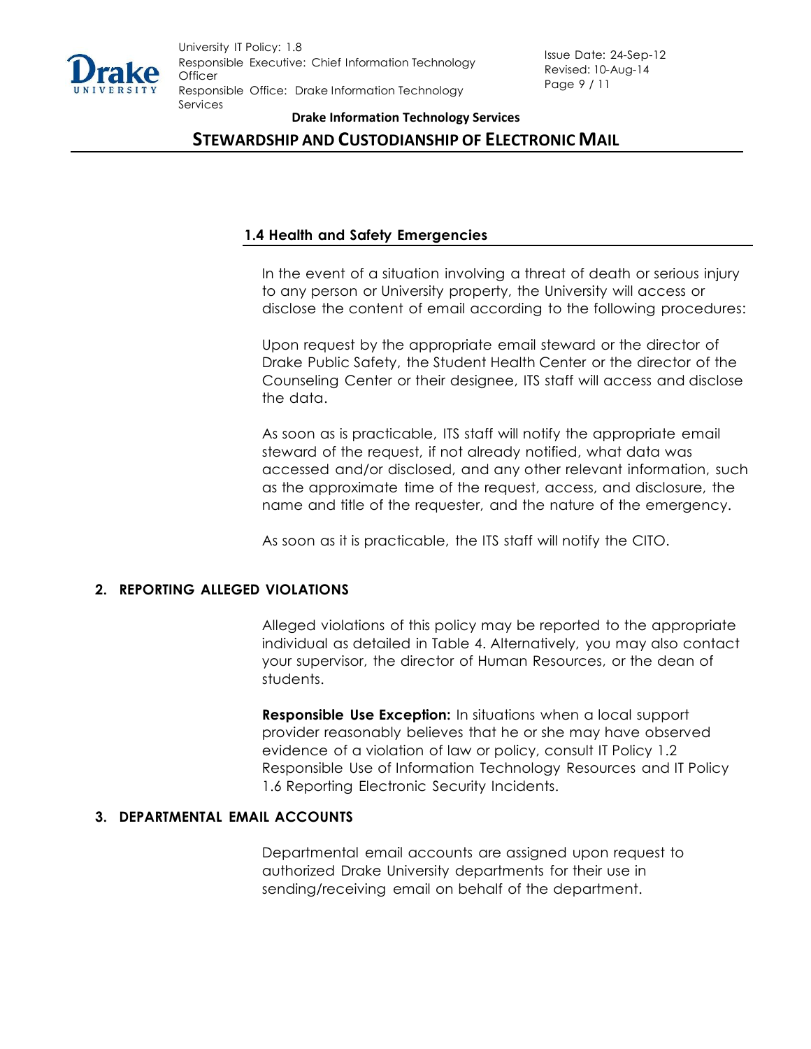### 1.4 Health and Safety Emergencies

In the event of a situation involving a threat of death or serious injury to any person or University property, the University will access or disclose the content of email according to the following procedures:

Upon request by the appropriate email steward or the director of Drake Public Safety, the Student Health Center or the director of the Counseling Center or their designee, ITS staff will access and disclose the data.

As soon as is practicable, ITS staff will notify the appropriate email steward of the request, if not already notified, what data was accessed and/or disclosed, and any other relevant information, such as the approximate time of the request, access, and disclosure, the name and title of the requester, and the nature of the emergency.

As soon as it is practicable, the ITS staff will notify the CITO.

## 2. REPORTING ALLEGED VIOLATIONS

Alleged violations of this policy may be reported to the appropriate individual as detailed in Table 4. Alternatively, you may also contact your supervisor, the director of Human Resources, or the dean of students.

**Responsible Use Exception:** In situations when a local support provider reasonably believes that he or she may have observed evidence of a violation of law or policy, consult IT Policy 1.2 Responsible Use of Information Technology Resources and IT Policy 1.6 Reporting Electronic Security Incidents.

## 3. DEPARTMENTAL EMAIL ACCOUNTS

Departmental email accounts are assigned upon request to authorized Drake University departments for their use in sending/receiving email on behalf of the department.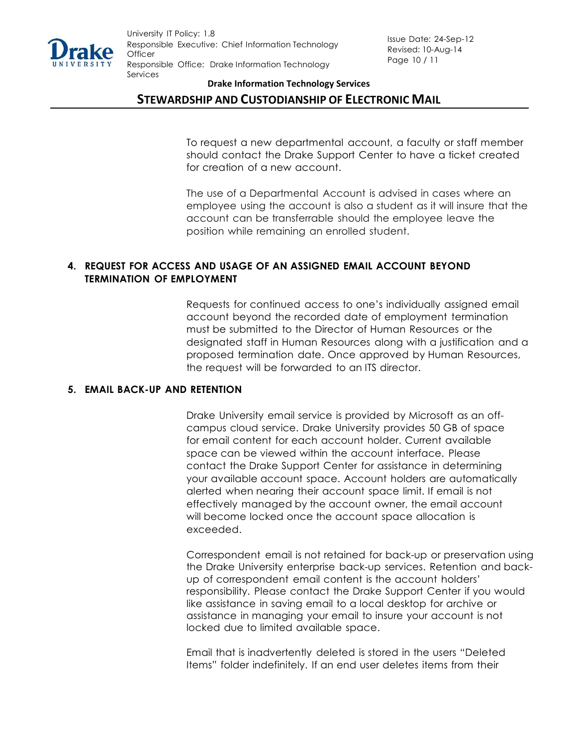To request a new departmental account, a faculty or staff member should contact the Drake Support Center to have a ticket created for creation of a new account.

The use of a Departmental Account is advised in cases where an employee using the account is also a student as it will insure that the account can be transferrable should the employee leave the position while remaining an enrolled student.

## 4. REQUEST FOR ACCESS AND USAGE OF AN ASSIGNED EMAIL ACCOUNT BEYOND TERMINATION OF EMPLOYMENT

Requests for continued access to one's individually assigned email account beyond the recorded date of employment termination must be submitted to the Director of Human Resources or the designated staff in Human Resources along with a justification and a proposed termination date. Once approved by Human Resources, the request will be forwarded to an ITS director.

## 5. EMAIL BACK-UP AND RETENTION

Drake University email service is provided by Microsoft as an off-campus cloud service. Drake University provides 50 GB of space for email content for each account holder. Current available space can be viewed within the account interface. Please contact the Drake Support Center for assistance in determining your available account space. Account holders are automatically alerted when nearing their account space limit. If email is not effectively managed by the account owner, the email account will become locked once the account space allocation is exceeded.

Correspondent email is not retained for back-up or preservation using the Drake University enterprise back-up services. Retention and back-up of correspondent email content is the account holders' responsibility. Please contact the Drake Support Center if you would like assistance in saving email to a local desktop for archive or assistance in managing your email to insure your account is not locked due to limited available space.

Email that is inadvertently deleted is stored in the users "Deleted Items" folder indefinitely. If an end user deletes items from their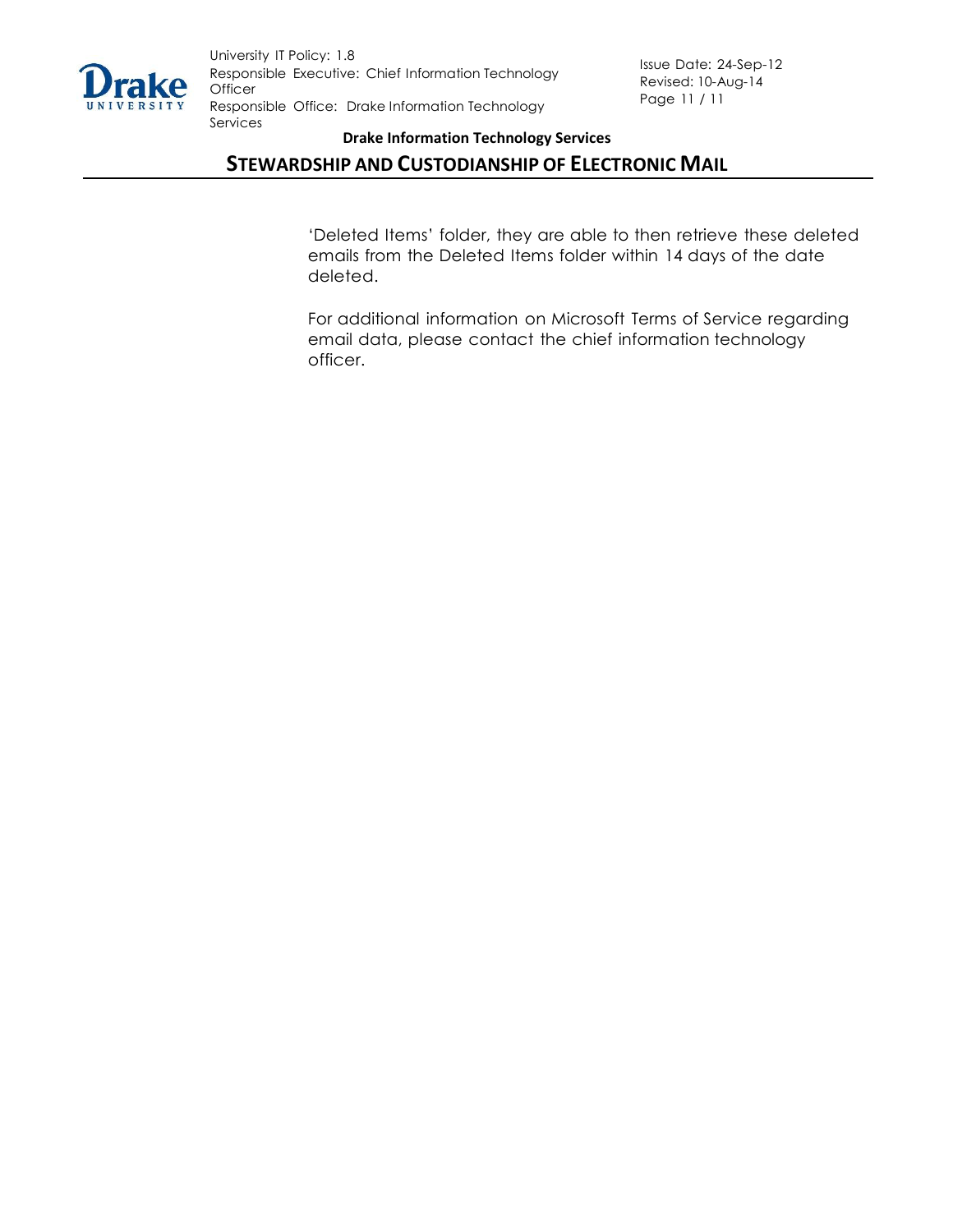'Deleted Items' folder, they are able to then retrieve these deleted emails from the Deleted Items folder within 14 days of the date deleted.

For additional information on Microsoft Terms of Service regarding email data, please contact the chief information technology officer.